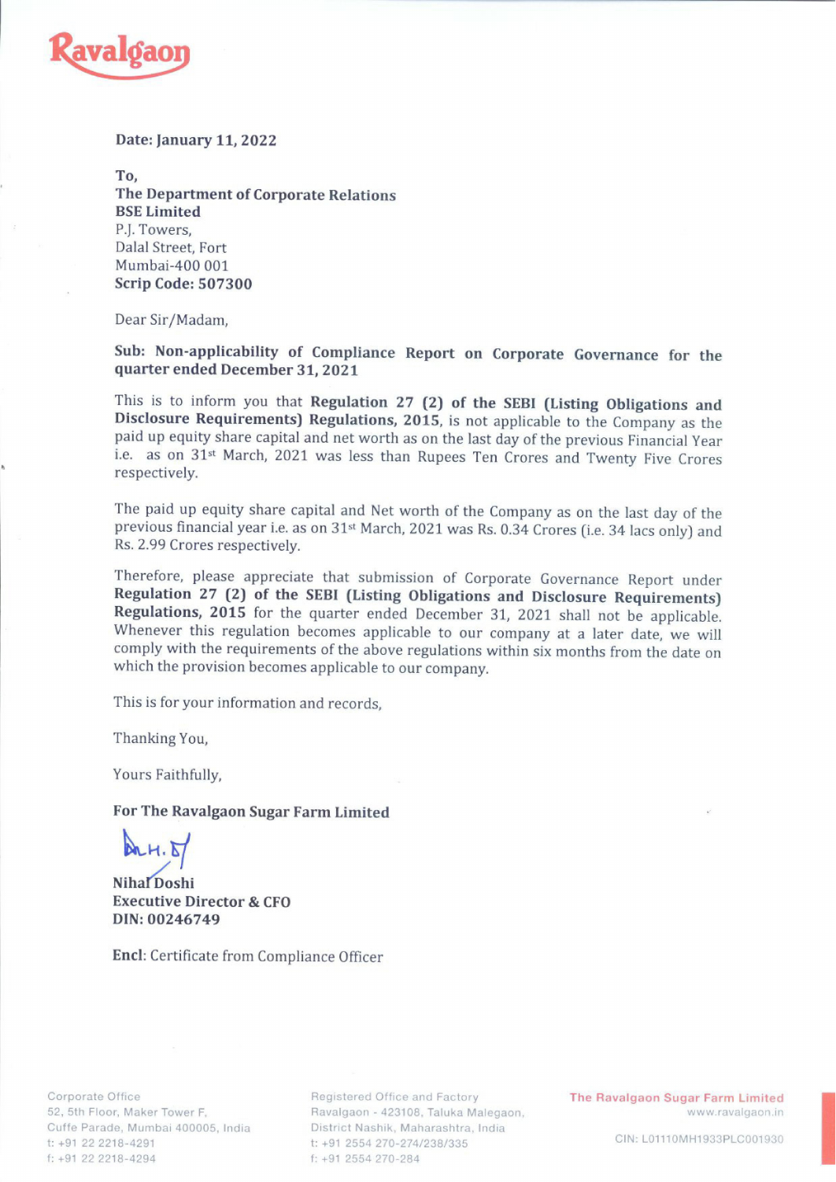Date: January 11, 2022

To,
**The Department of Corporate Relations**
**BSE Limited**
P.J. Towers,
Dalal Street, Fort
Mumbai-400 001
**Scrip Code: 507300**

Dear Sir/Madam,

**Sub: Non-applicability of Compliance Report on Corporate Governance for the quarter ended December 31, 2021**

This is to inform you that **Regulation 27 (2) of the SEBI (Listing Obligations and Disclosure Requirements) Regulations, 2015**, is not applicable to the Company as the paid up equity share capital and net worth as on the last day of the previous Financial Year i.e. as on 31st March, 2021 was less than Rupees Ten Crores and Twenty Five Crores respectively.

The paid up equity share capital and Net worth of the Company as on the last day of the previous financial year i.e. as on 31st March, 2021 was Rs. 0.34 Crores (i.e. 34 lacs only) and Rs. 2.99 Crores respectively.

Therefore, please appreciate that submission of Corporate Governance Report under **Regulation 27 (2) of the SEBI (Listing Obligations and Disclosure Requirements) Regulations, 2015** for the quarter ended December 31, 2021 shall not be applicable. Whenever this regulation becomes applicable to our company at a later date, we will comply with the requirements of the above regulations within six months from the date on which the provision becomes applicable to our company.

This is for your information and records,

Thanking You,

Yours Faithfully,

**For The Ravalgaon Sugar Farm Limited**

**Nihal Doshi**
**Executive Director & CFO**
**DIN: 00246749**

**Encl**: Certificate from Compliance Officer

Corporate Office
52, 5th Floor, Maker Tower F,
Cuffe Parade, Mumbai 400005, India
t: +91 22 2218-4291
f: +91 22 2218-4294

Registered Office and Factory
Ravalgaon - 423108, Taluka Malegaon,
District Nashik, Maharashtra, India
t: +91 2554 270-274/238/335
f: +91 2554 270-284

The Ravalgaon Sugar Farm Limited
www.ravalgaon.in
CIN: L01110MH1933PLC001930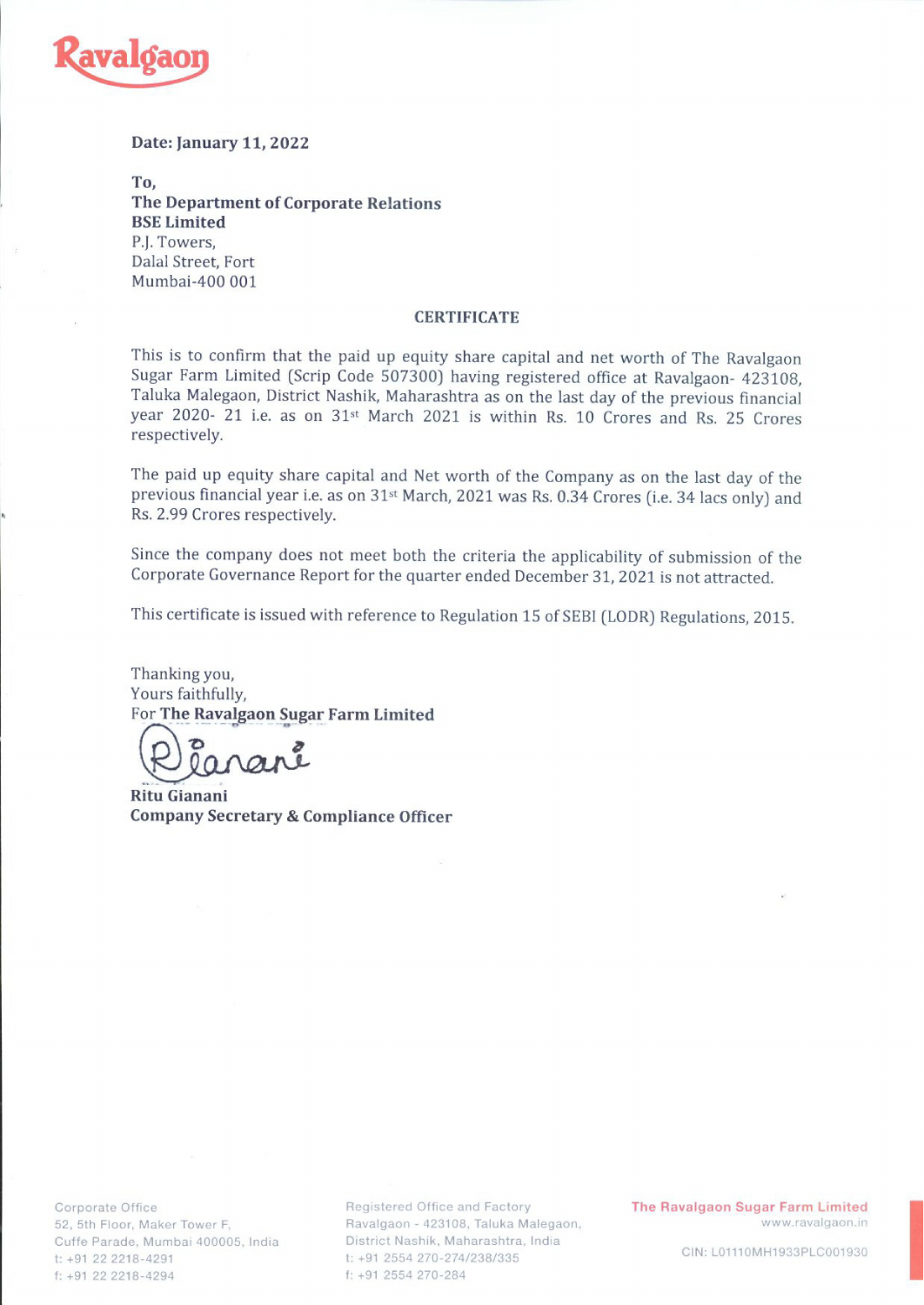Ravalgaon

**Date: January 11, 2022**

**To,**
**The Department of Corporate Relations**
**BSE Limited**
P.J. Towers,
Dalal Street, Fort
Mumbai-400 001

## CERTIFICATE

This is to confirm that the paid up equity share capital and net worth of The Ravalgaon Sugar Farm Limited (Scrip Code 507300) having registered office at Ravalgaon- 423108, Taluka Malegaon, District Nashik, Maharashtra as on the last day of the previous financial year 2020- 21 i.e. as on 31st March 2021 is within Rs. 10 Crores and Rs. 25 Crores respectively.

The paid up equity share capital and Net worth of the Company as on the last day of the previous financial year i.e. as on 31st March, 2021 was Rs. 0.34 Crores (i.e. 34 lacs only) and Rs. 2.99 Crores respectively.

Since the company does not meet both the criteria the applicability of submission of the Corporate Governance Report for the quarter ended December 31, 2021 is not attracted.

This certificate is issued with reference to Regulation 15 of SEBI (LODR) Regulations, 2015.

Thanking you,
Yours faithfully,
For **The Ravalgaon Sugar Farm Limited**

**Ritu Gianani**
**Company Secretary & Compliance Officer**

Corporate Office
52, 5th Floor, Maker Tower F,
Cuffe Parade, Mumbai 400005, India
t: +91 22 2218-4291
f: +91 22 2218-4294

Registered Office and Factory
Ravalgaon - 423108, Taluka Malegaon,
District Nashik, Maharashtra, India
t: +91 2554 270-274/238/335
f: +91 2554 270-284

**The Ravalgaon Sugar Farm Limited**
www.ravalgaon.in
CIN: L01110MH1933PLC001930